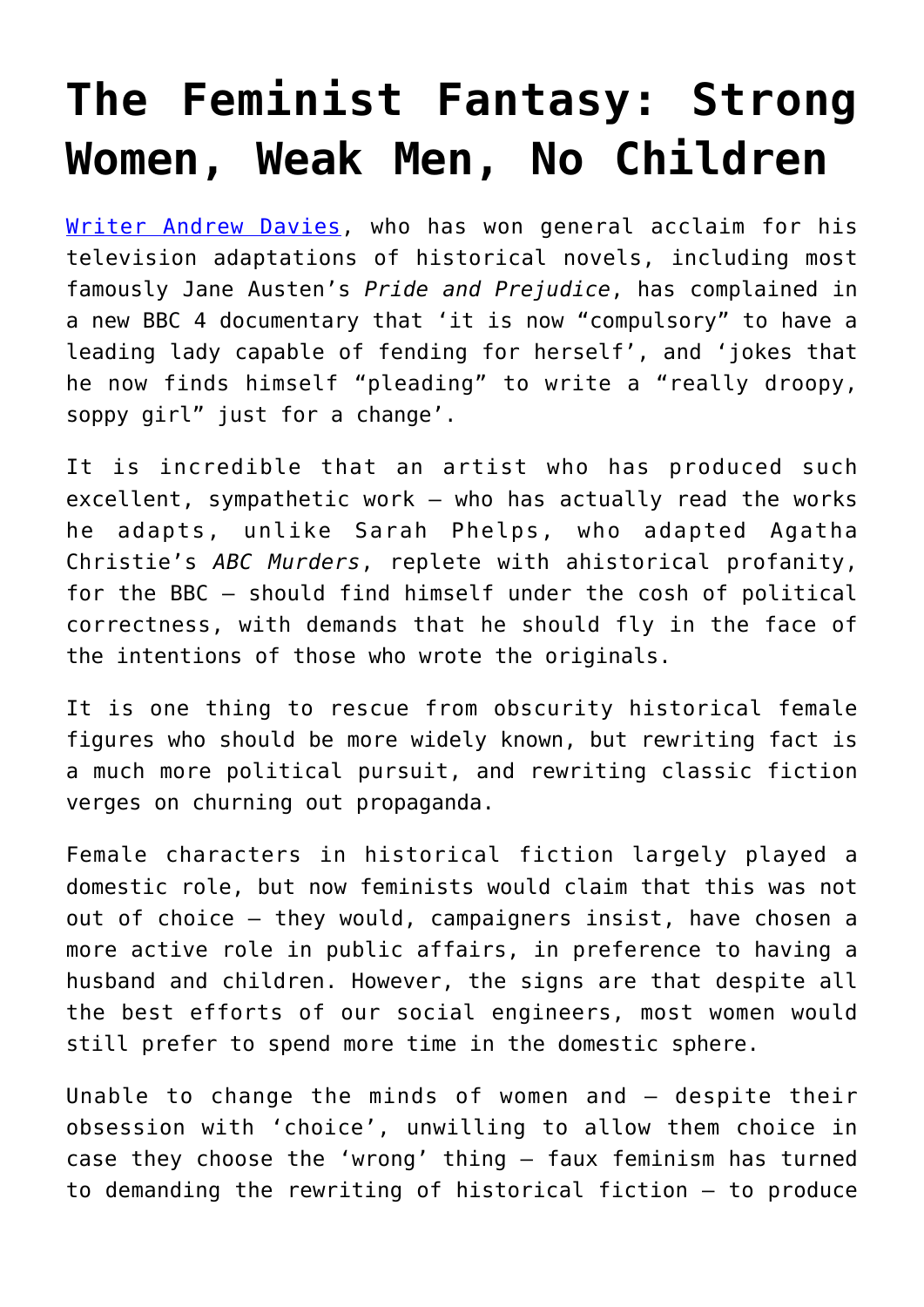# The Feminist Fantasy: Strong Women, Weak Men, No Children

[Writer Andrew Davies](), who has won general acclaim for his television adaptations of historical novels, including most famously Jane Austen's *Pride and Prejudice*, has complained in a new BBC 4 documentary that 'it is now "compulsory" to have a leading lady capable of fending for herself', and 'jokes that he now finds himself "pleading" to write a "really droopy, soppy girl" just for a change'.

It is incredible that an artist who has produced such excellent, sympathetic work – who has actually read the works he adapts, unlike Sarah Phelps, who adapted Agatha Christie's *ABC Murders*, replete with ahistorical profanity, for the BBC – should find himself under the cosh of political correctness, with demands that he should fly in the face of the intentions of those who wrote the originals.

It is one thing to rescue from obscurity historical female figures who should be more widely known, but rewriting fact is a much more political pursuit, and rewriting classic fiction verges on churning out propaganda.

Female characters in historical fiction largely played a domestic role, but now feminists would claim that this was not out of choice – they would, campaigners insist, have chosen a more active role in public affairs, in preference to having a husband and children. However, the signs are that despite all the best efforts of our social engineers, most women would still prefer to spend more time in the domestic sphere.

Unable to change the minds of women and – despite their obsession with 'choice', unwilling to allow them choice in case they choose the 'wrong' thing – faux feminism has turned to demanding the rewriting of historical fiction – to produce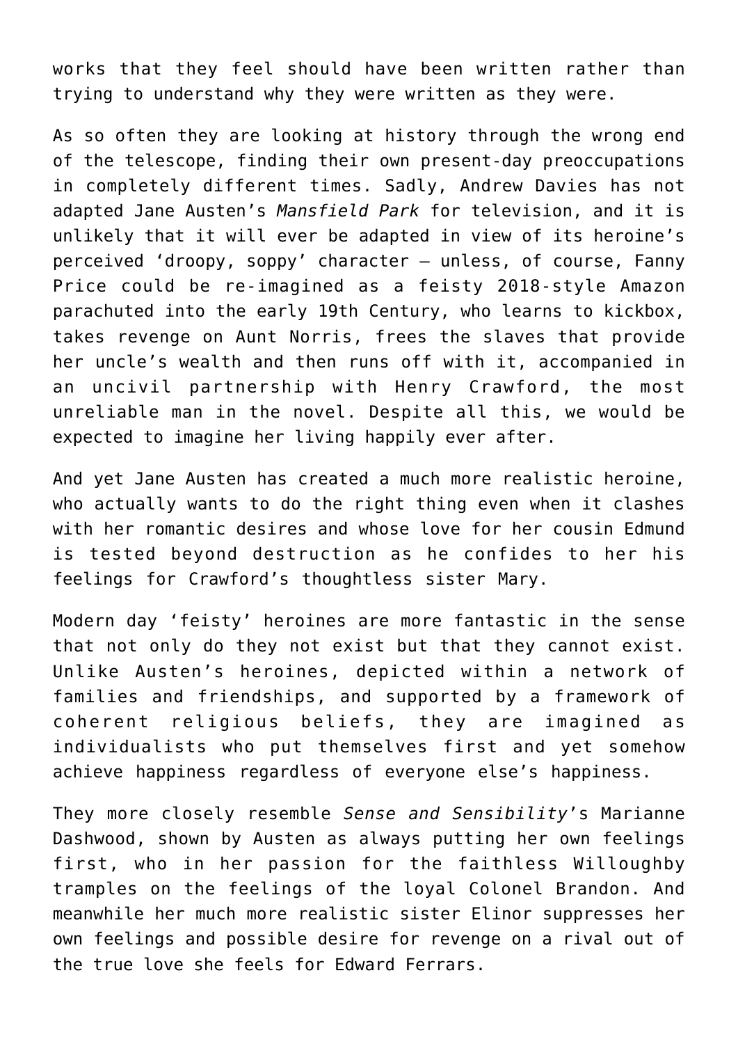works that they feel should have been written rather than trying to understand why they were written as they were.

As so often they are looking at history through the wrong end of the telescope, finding their own present-day preoccupations in completely different times. Sadly, Andrew Davies has not adapted Jane Austen's *Mansfield Park* for television, and it is unlikely that it will ever be adapted in view of its heroine's perceived 'droopy, soppy' character – unless, of course, Fanny Price could be re-imagined as a feisty 2018-style Amazon parachuted into the early 19th Century, who learns to kickbox, takes revenge on Aunt Norris, frees the slaves that provide her uncle's wealth and then runs off with it, accompanied in an uncivil partnership with Henry Crawford, the most unreliable man in the novel. Despite all this, we would be expected to imagine her living happily ever after.

And yet Jane Austen has created a much more realistic heroine, who actually wants to do the right thing even when it clashes with her romantic desires and whose love for her cousin Edmund is tested beyond destruction as he confides to her his feelings for Crawford's thoughtless sister Mary.

Modern day 'feisty' heroines are more fantastic in the sense that not only do they not exist but that they cannot exist. Unlike Austen's heroines, depicted within a network of families and friendships, and supported by a framework of coherent religious beliefs, they are imagined as individualists who put themselves first and yet somehow achieve happiness regardless of everyone else's happiness.

They more closely resemble *Sense and Sensibility*'s Marianne Dashwood, shown by Austen as always putting her own feelings first, who in her passion for the faithless Willoughby tramples on the feelings of the loyal Colonel Brandon. And meanwhile her much more realistic sister Elinor suppresses her own feelings and possible desire for revenge on a rival out of the true love she feels for Edward Ferrars.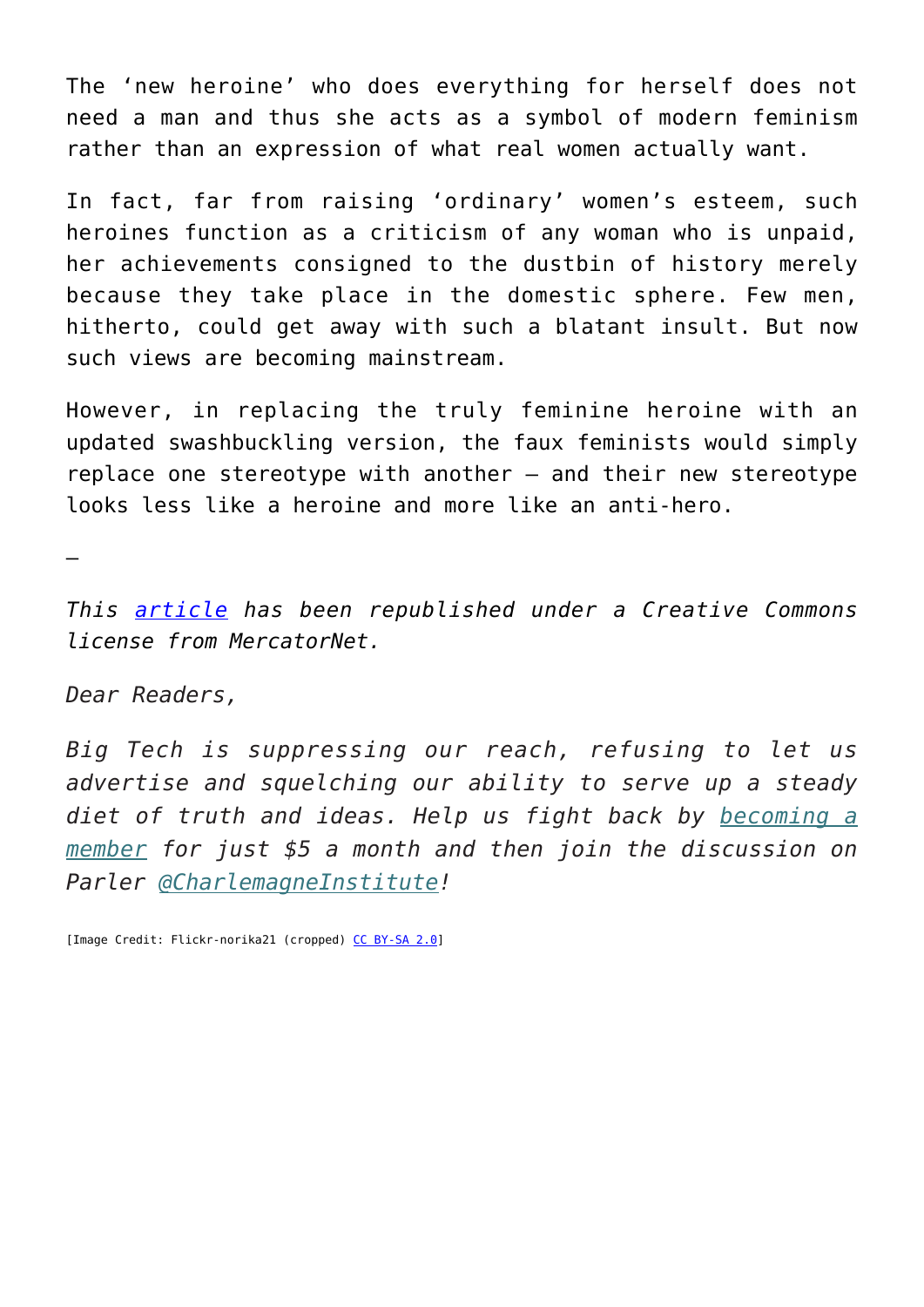The 'new heroine' who does everything for herself does not need a man and thus she acts as a symbol of modern feminism rather than an expression of what real women actually want.

In fact, far from raising 'ordinary' women's esteem, such heroines function as a criticism of any woman who is unpaid, her achievements consigned to the dustbin of history merely because they take place in the domestic sphere. Few men, hitherto, could get away with such a blatant insult. But now such views are becoming mainstream.

However, in replacing the truly feminine heroine with an updated swashbuckling version, the faux feminists would simply replace one stereotype with another – and their new stereotype looks less like a heroine and more like an anti-hero.

—

*This article has been republished under a Creative Commons license from MercatorNet.*

*Dear Readers,*

*Big Tech is suppressing our reach, refusing to let us advertise and squelching our ability to serve up a steady diet of truth and ideas. Help us fight back by becoming a member for just $5 a month and then join the discussion on Parler @CharlemagneInstitute!*

[Image Credit: Flickr-norika21 (cropped) CC BY-SA 2.0]